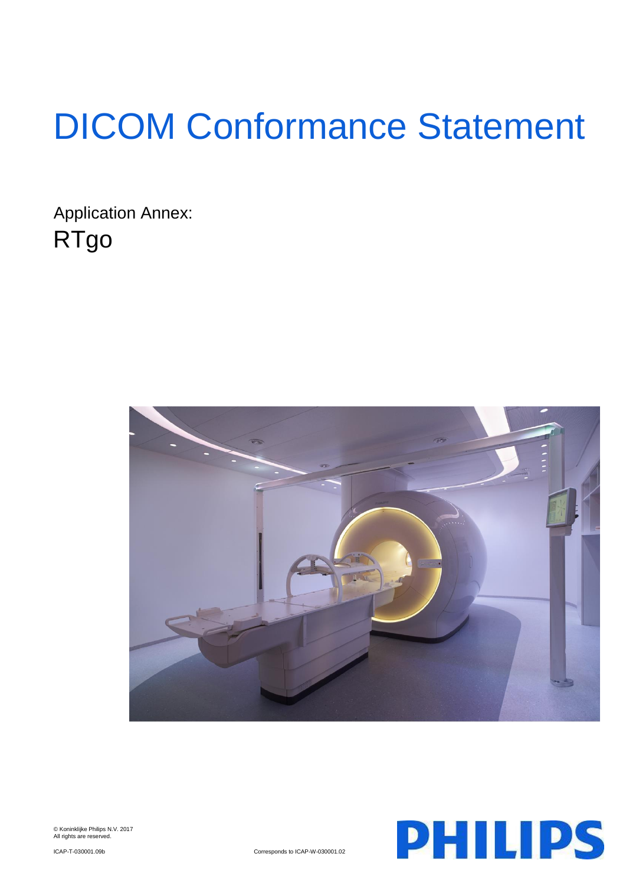# DICOM Conformance Statement

Application Annex:

RTgo

© Koninklijke Philips N.V. 2017
All rights are reserved.

ICAP-T-030001.09b

Corresponds to ICAP-W-030001.02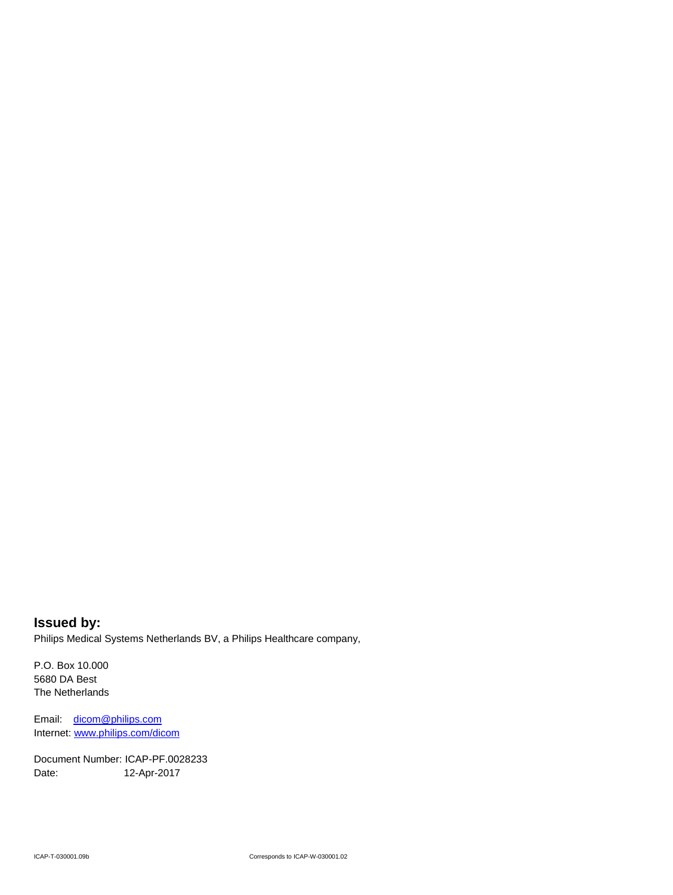**Issued by:**

Philips Medical Systems Netherlands BV, a Philips Healthcare company,

P.O. Box 10.000
5680 DA Best
The Netherlands

Email: dicom@philips.com
Internet: www.philips.com/dicom

Document Number: ICAP-PF.0028233
Date: 12-Apr-2017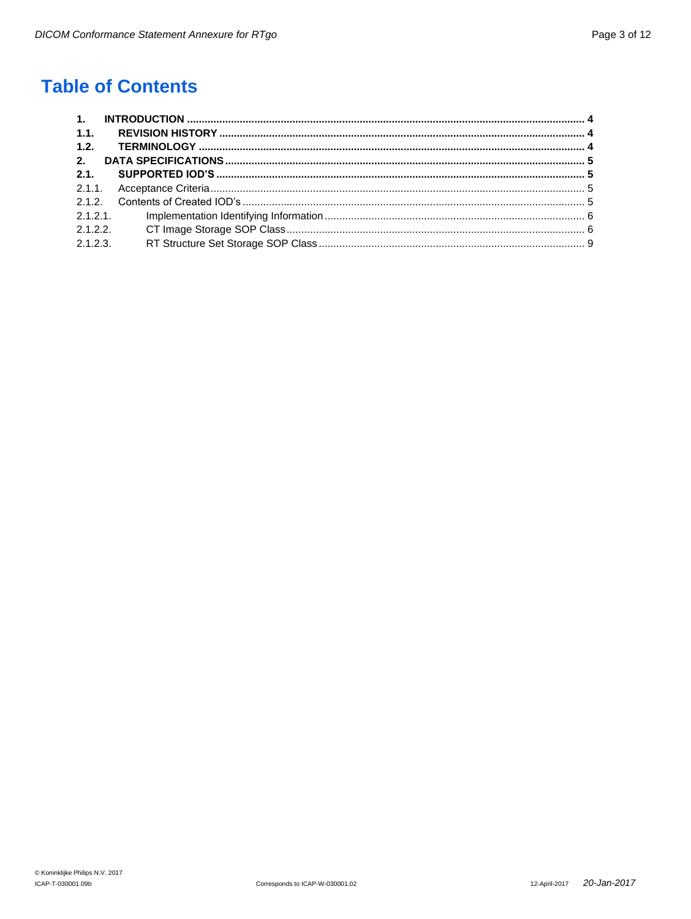# Table of Contents

**1. INTRODUCTION** ..... **4**

**1.1. REVISION HISTORY** ..... **4**

**1.2. TERMINOLOGY** ..... **4**

**2. DATA SPECIFICATIONS** ..... **5**

**2.1. SUPPORTED IOD'S** ..... **5**

2.1.1. Acceptance Criteria ..... 5

2.1.2. Contents of Created IOD's ..... 5

2.1.2.1. Implementation Identifying Information ..... 6

2.1.2.2. CT Image Storage SOP Class ..... 6

2.1.2.3. RT Structure Set Storage SOP Class ..... 9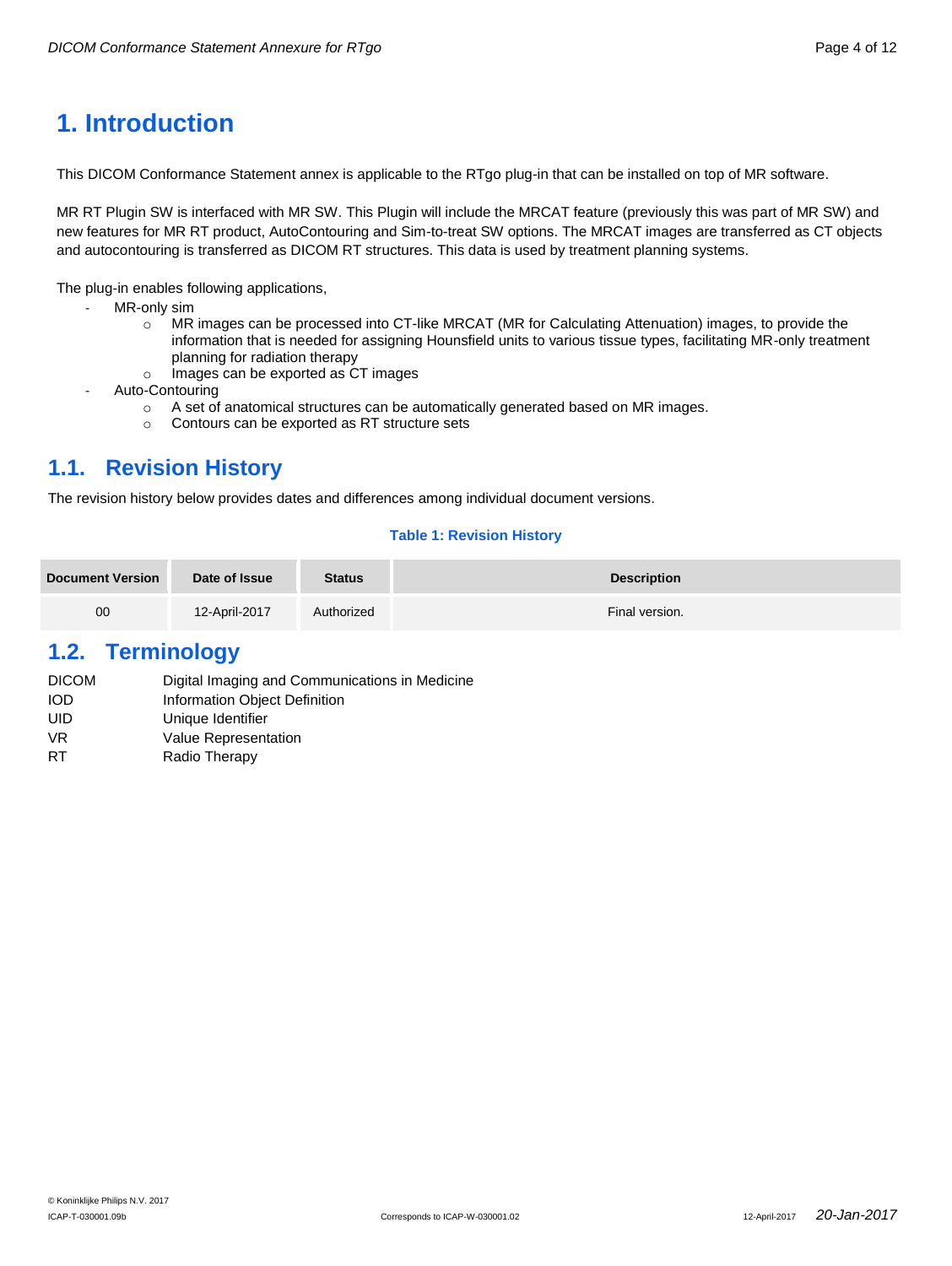# 1. Introduction

This DICOM Conformance Statement annex is applicable to the RTgo plug-in that can be installed on top of MR software.

MR RT Plugin SW is interfaced with MR SW. This Plugin will include the MRCAT feature (previously this was part of MR SW) and new features for MR RT product, AutoContouring and Sim-to-treat SW options. The MRCAT images are transferred as CT objects and autocontouring is transferred as DICOM RT structures. This data is used by treatment planning systems.

The plug-in enables following applications,

- MR-only sim
  - MR images can be processed into CT-like MRCAT (MR for Calculating Attenuation) images, to provide the information that is needed for assigning Hounsfield units to various tissue types, facilitating MR-only treatment planning for radiation therapy
  - Images can be exported as CT images
- Auto-Contouring
  - A set of anatomical structures can be automatically generated based on MR images.
  - Contours can be exported as RT structure sets

## 1.1. Revision History

The revision history below provides dates and differences among individual document versions.

**Table 1: Revision History**

| Document Version | Date of Issue | Status | Description |
|---|---|---|---|
| 00 | 12-April-2017 | Authorized | Final version. |

## 1.2. Terminology

| | |
|---|---|
| DICOM | Digital Imaging and Communications in Medicine |
| IOD | Information Object Definition |
| UID | Unique Identifier |
| VR | Value Representation |
| RT | Radio Therapy |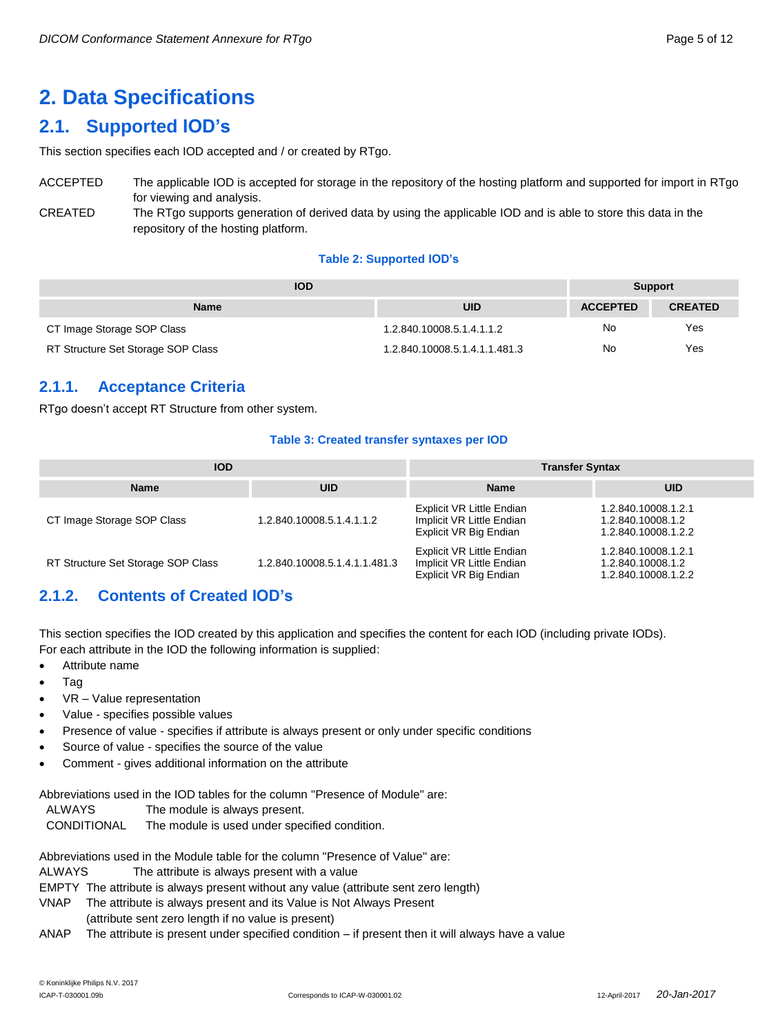# 2. Data Specifications

## 2.1. Supported IOD's

This section specifies each IOD accepted and / or created by RTgo.

ACCEPTED — The applicable IOD is accepted for storage in the repository of the hosting platform and supported for import in RTgo for viewing and analysis.

CREATED — The RTgo supports generation of derived data by using the applicable IOD and is able to store this data in the repository of the hosting platform.

**Table 2: Supported IOD's**

| IOD | | Support | |
|---|---|---|---|
| **Name** | **UID** | **ACCEPTED** | **CREATED** |
| CT Image Storage SOP Class | 1.2.840.10008.5.1.4.1.1.2 | No | Yes |
| RT Structure Set Storage SOP Class | 1.2.840.10008.5.1.4.1.1.481.3 | No | Yes |

### 2.1.1. Acceptance Criteria

RTgo doesn't accept RT Structure from other system.

**Table 3: Created transfer syntaxes per IOD**

| IOD | | Transfer Syntax | |
|---|---|---|---|
| **Name** | **UID** | **Name** | **UID** |
| CT Image Storage SOP Class | 1.2.840.10008.5.1.4.1.1.2 | Explicit VR Little Endian<br>Implicit VR Little Endian<br>Explicit VR Big Endian | 1.2.840.10008.1.2.1<br>1.2.840.10008.1.2<br>1.2.840.10008.1.2.2 |
| RT Structure Set Storage SOP Class | 1.2.840.10008.5.1.4.1.1.481.3 | Explicit VR Little Endian<br>Implicit VR Little Endian<br>Explicit VR Big Endian | 1.2.840.10008.1.2.1<br>1.2.840.10008.1.2<br>1.2.840.10008.1.2.2 |

### 2.1.2. Contents of Created IOD's

This section specifies the IOD created by this application and specifies the content for each IOD (including private IODs).
For each attribute in the IOD the following information is supplied:

- Attribute name
- Tag
- VR – Value representation
- Value - specifies possible values
- Presence of value - specifies if attribute is always present or only under specific conditions
- Source of value - specifies the source of the value
- Comment - gives additional information on the attribute

Abbreviations used in the IOD tables for the column "Presence of Module" are:

ALWAYS — The module is always present.
CONDITIONAL — The module is used under specified condition.

Abbreviations used in the Module table for the column "Presence of Value" are:

ALWAYS — The attribute is always present with a value
EMPTY — The attribute is always present without any value (attribute sent zero length)
VNAP — The attribute is always present and its Value is Not Always Present (attribute sent zero length if no value is present)
ANAP — The attribute is present under specified condition – if present then it will always have a value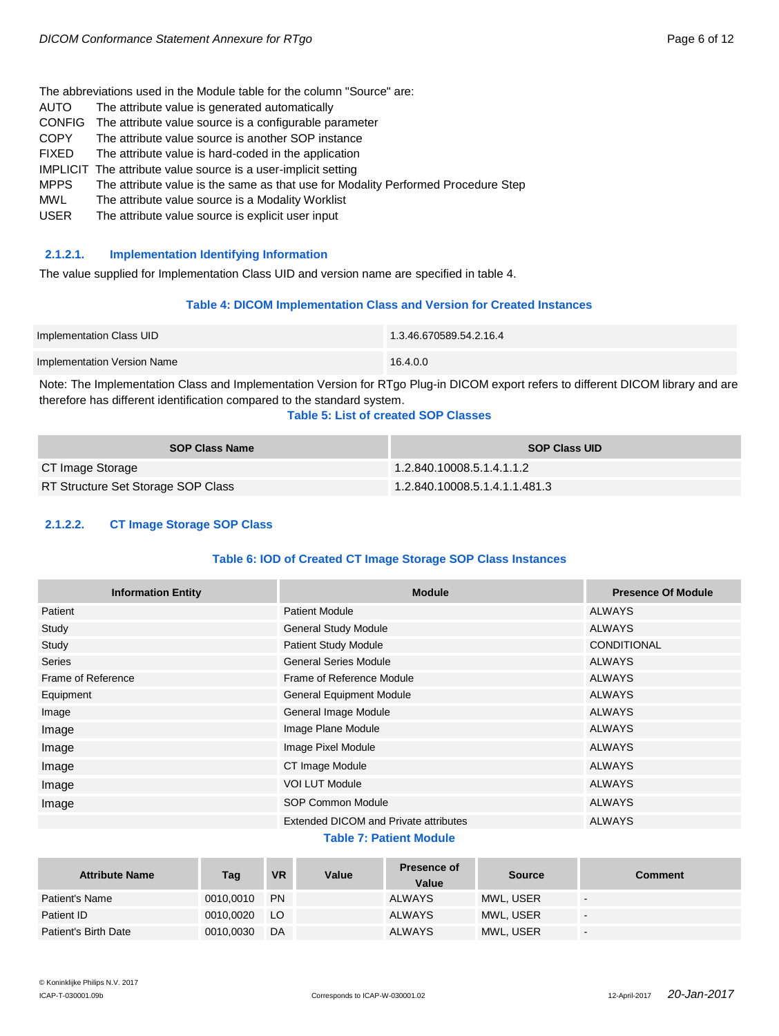The abbreviations used in the Module table for the column "Source" are:

| | |
|---|---|
| AUTO | The attribute value is generated automatically |
| CONFIG | The attribute value source is a configurable parameter |
| COPY | The attribute value source is another SOP instance |
| FIXED | The attribute value is hard-coded in the application |
| IMPLICIT | The attribute value source is a user-implicit setting |
| MPPS | The attribute value is the same as that use for Modality Performed Procedure Step |
| MWL | The attribute value source is a Modality Worklist |
| USER | The attribute value source is explicit user input |

#### 2.1.2.1. Implementation Identifying Information

The value supplied for Implementation Class UID and version name are specified in table 4.

**Table 4: DICOM Implementation Class and Version for Created Instances**

| | |
|---|---|
| Implementation Class UID | 1.3.46.670589.54.2.16.4 |
| Implementation Version Name | 16.4.0.0 |

Note: The Implementation Class and Implementation Version for RTgo Plug-in DICOM export refers to different DICOM library and are therefore has different identification compared to the standard system.

**Table 5: List of created SOP Classes**

| SOP Class Name | SOP Class UID |
|---|---|
| CT Image Storage | 1.2.840.10008.5.1.4.1.1.2 |
| RT Structure Set Storage SOP Class | 1.2.840.10008.5.1.4.1.1.481.3 |

#### 2.1.2.2. CT Image Storage SOP Class

**Table 6: IOD of Created CT Image Storage SOP Class Instances**

| Information Entity | Module | Presence Of Module |
|---|---|---|
| Patient | Patient Module | ALWAYS |
| Study | General Study Module | ALWAYS |
| Study | Patient Study Module | CONDITIONAL |
| Series | General Series Module | ALWAYS |
| Frame of Reference | Frame of Reference Module | ALWAYS |
| Equipment | General Equipment Module | ALWAYS |
| Image | General Image Module | ALWAYS |
| Image | Image Plane Module | ALWAYS |
| Image | Image Pixel Module | ALWAYS |
| Image | CT Image Module | ALWAYS |
| Image | VOI LUT Module | ALWAYS |
| Image | SOP Common Module | ALWAYS |
| | Extended DICOM and Private attributes | ALWAYS |

**Table 7: Patient Module**

| Attribute Name | Tag | VR | Value | Presence of Value | Source | Comment |
|---|---|---|---|---|---|---|
| Patient's Name | 0010,0010 | PN | | ALWAYS | MWL, USER | - |
| Patient ID | 0010,0020 | LO | | ALWAYS | MWL, USER | - |
| Patient's Birth Date | 0010,0030 | DA | | ALWAYS | MWL, USER | - |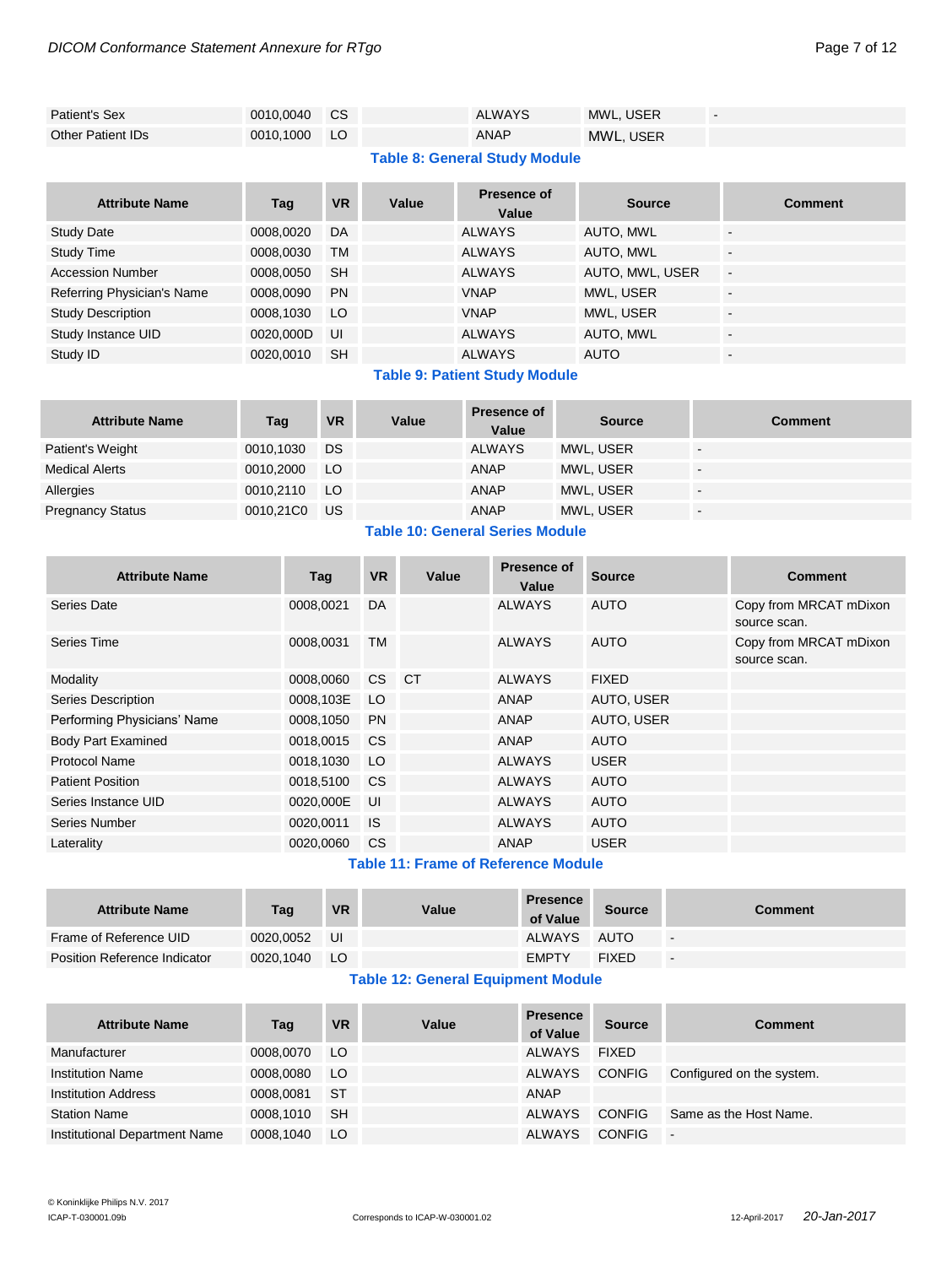| | | | | | | |
|---|---|---|---|---|---|---|
| Patient's Sex | 0010,0040 | CS | | ALWAYS | MWL, USER | - |
| Other Patient IDs | 0010,1000 | LO | | ANAP | MWL, USER | |

**Table 8: General Study Module**

| Attribute Name | Tag | VR | Value | Presence of Value | Source | Comment |
|---|---|---|---|---|---|---|
| Study Date | 0008,0020 | DA | | ALWAYS | AUTO, MWL | - |
| Study Time | 0008,0030 | TM | | ALWAYS | AUTO, MWL | - |
| Accession Number | 0008,0050 | SH | | ALWAYS | AUTO, MWL, USER | - |
| Referring Physician's Name | 0008,0090 | PN | | VNAP | MWL, USER | - |
| Study Description | 0008,1030 | LO | | VNAP | MWL, USER | - |
| Study Instance UID | 0020,000D | UI | | ALWAYS | AUTO, MWL | - |
| Study ID | 0020,0010 | SH | | ALWAYS | AUTO | - |

**Table 9: Patient Study Module**

| Attribute Name | Tag | VR | Value | Presence of Value | Source | Comment |
|---|---|---|---|---|---|---|
| Patient's Weight | 0010,1030 | DS | | ALWAYS | MWL, USER | - |
| Medical Alerts | 0010,2000 | LO | | ANAP | MWL, USER | - |
| Allergies | 0010,2110 | LO | | ANAP | MWL, USER | - |
| Pregnancy Status | 0010,21C0 | US | | ANAP | MWL, USER | - |

**Table 10: General Series Module**

| Attribute Name | Tag | VR | Value | Presence of Value | Source | Comment |
|---|---|---|---|---|---|---|
| Series Date | 0008,0021 | DA | | ALWAYS | AUTO | Copy from MRCAT mDixon source scan. |
| Series Time | 0008,0031 | TM | | ALWAYS | AUTO | Copy from MRCAT mDixon source scan. |
| Modality | 0008,0060 | CS | CT | ALWAYS | FIXED | |
| Series Description | 0008,103E | LO | | ANAP | AUTO, USER | |
| Performing Physicians' Name | 0008,1050 | PN | | ANAP | AUTO, USER | |
| Body Part Examined | 0018,0015 | CS | | ANAP | AUTO | |
| Protocol Name | 0018,1030 | LO | | ALWAYS | USER | |
| Patient Position | 0018,5100 | CS | | ALWAYS | AUTO | |
| Series Instance UID | 0020,000E | UI | | ALWAYS | AUTO | |
| Series Number | 0020,0011 | IS | | ALWAYS | AUTO | |
| Laterality | 0020,0060 | CS | | ANAP | USER | |

**Table 11: Frame of Reference Module**

| Attribute Name | Tag | VR | Value | Presence of Value | Source | Comment |
|---|---|---|---|---|---|---|
| Frame of Reference UID | 0020,0052 | UI | | ALWAYS | AUTO | - |
| Position Reference Indicator | 0020,1040 | LO | | EMPTY | FIXED | - |

**Table 12: General Equipment Module**

| Attribute Name | Tag | VR | Value | Presence of Value | Source | Comment |
|---|---|---|---|---|---|---|
| Manufacturer | 0008,0070 | LO | | ALWAYS | FIXED | |
| Institution Name | 0008,0080 | LO | | ALWAYS | CONFIG | Configured on the system. |
| Institution Address | 0008,0081 | ST | | ANAP | | |
| Station Name | 0008,1010 | SH | | ALWAYS | CONFIG | Same as the Host Name. |
| Institutional Department Name | 0008,1040 | LO | | ALWAYS | CONFIG | - |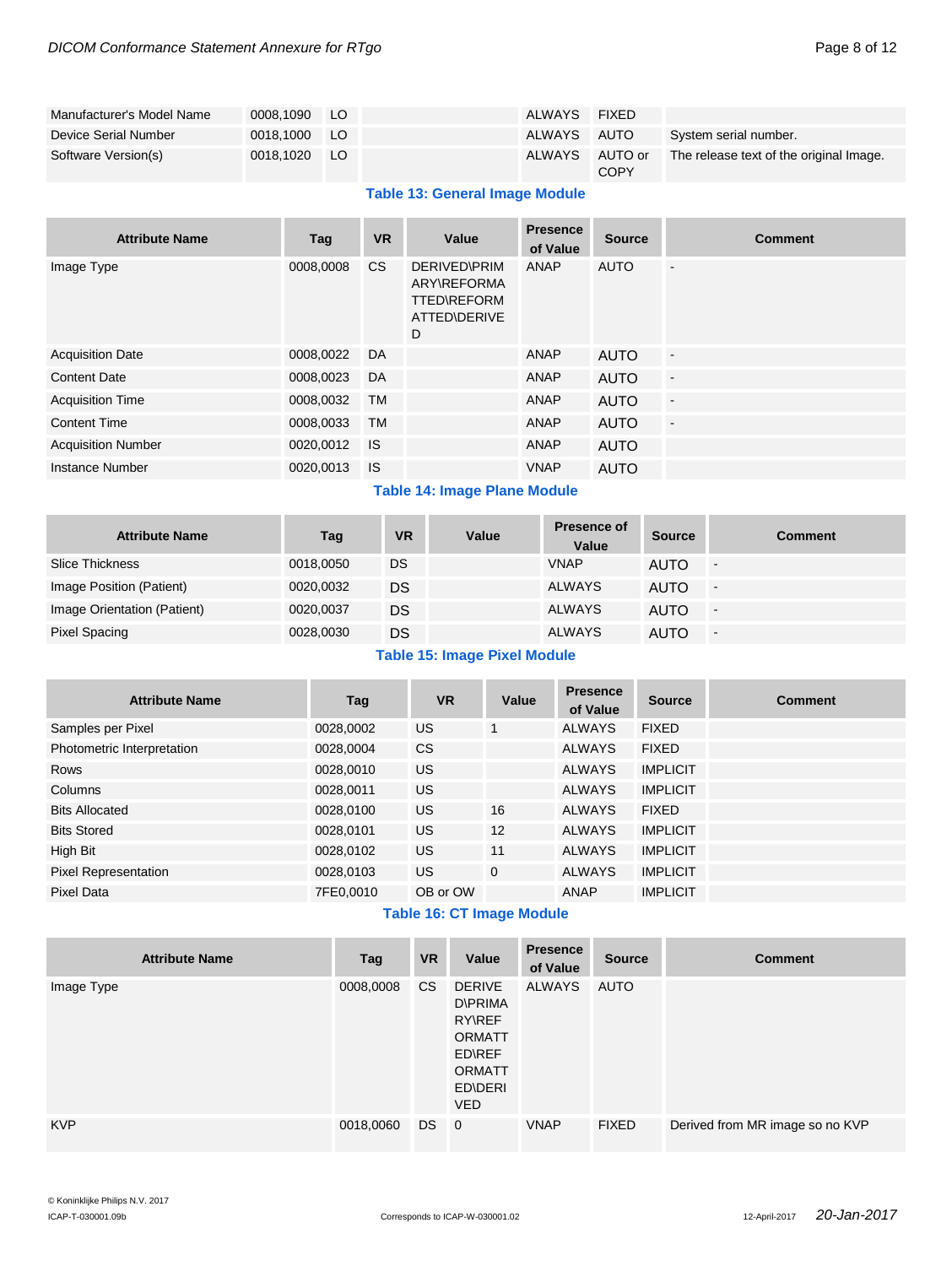| Manufacturer's Model Name | 0008,1090 | LO | | ALWAYS | FIXED | |
|---|---|---|---|---|---|---|
| Device Serial Number | 0018,1000 | LO | | ALWAYS | AUTO | System serial number. |
| Software Version(s) | 0018,1020 | LO | | ALWAYS | AUTO or COPY | The release text of the original Image. |

**Table 13: General Image Module**

| Attribute Name | Tag | VR | Value | Presence of Value | Source | Comment |
|---|---|---|---|---|---|---|
| Image Type | 0008,0008 | CS | DERIVED\PRIMARY\REFORMATTED\REFORMATTED\DERIVED | ANAP | AUTO | - |
| Acquisition Date | 0008,0022 | DA | | ANAP | AUTO | - |
| Content Date | 0008,0023 | DA | | ANAP | AUTO | - |
| Acquisition Time | 0008,0032 | TM | | ANAP | AUTO | - |
| Content Time | 0008,0033 | TM | | ANAP | AUTO | - |
| Acquisition Number | 0020,0012 | IS | | ANAP | AUTO | |
| Instance Number | 0020,0013 | IS | | VNAP | AUTO | |

**Table 14: Image Plane Module**

| Attribute Name | Tag | VR | Value | Presence of Value | Source | Comment |
|---|---|---|---|---|---|---|
| Slice Thickness | 0018,0050 | DS | | VNAP | AUTO | - |
| Image Position (Patient) | 0020,0032 | DS | | ALWAYS | AUTO | - |
| Image Orientation (Patient) | 0020,0037 | DS | | ALWAYS | AUTO | - |
| Pixel Spacing | 0028,0030 | DS | | ALWAYS | AUTO | - |

**Table 15: Image Pixel Module**

| Attribute Name | Tag | VR | Value | Presence of Value | Source | Comment |
|---|---|---|---|---|---|---|
| Samples per Pixel | 0028,0002 | US | 1 | ALWAYS | FIXED | |
| Photometric Interpretation | 0028,0004 | CS | | ALWAYS | FIXED | |
| Rows | 0028,0010 | US | | ALWAYS | IMPLICIT | |
| Columns | 0028,0011 | US | | ALWAYS | IMPLICIT | |
| Bits Allocated | 0028,0100 | US | 16 | ALWAYS | FIXED | |
| Bits Stored | 0028,0101 | US | 12 | ALWAYS | IMPLICIT | |
| High Bit | 0028,0102 | US | 11 | ALWAYS | IMPLICIT | |
| Pixel Representation | 0028,0103 | US | 0 | ALWAYS | IMPLICIT | |
| Pixel Data | 7FE0,0010 | OB or OW | | ANAP | IMPLICIT | |

**Table 16: CT Image Module**

| Attribute Name | Tag | VR | Value | Presence of Value | Source | Comment |
|---|---|---|---|---|---|---|
| Image Type | 0008,0008 | CS | DERIVED\PRIMARY\REFORMATTED\REFORMATTED\DERIVED | ALWAYS | AUTO | |
| KVP | 0018,0060 | DS | 0 | VNAP | FIXED | Derived from MR image so no KVP |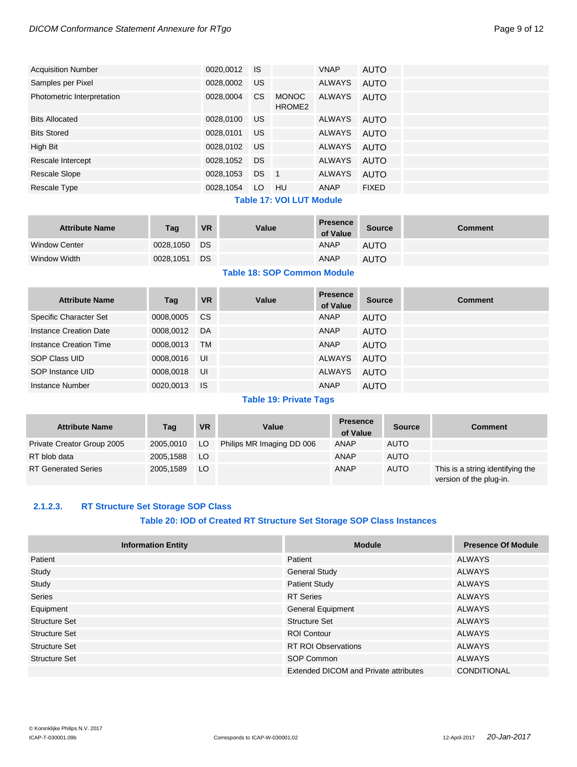| Acquisition Number | 0020,0012 | IS | | VNAP | AUTO | |
|---|---|---|---|---|---|---|
| Samples per Pixel | 0028,0002 | US | | ALWAYS | AUTO | |
| Photometric Interpretation | 0028,0004 | CS | MONOCHROME2 | ALWAYS | AUTO | |
| Bits Allocated | 0028,0100 | US | | ALWAYS | AUTO | |
| Bits Stored | 0028,0101 | US | | ALWAYS | AUTO | |
| High Bit | 0028,0102 | US | | ALWAYS | AUTO | |
| Rescale Intercept | 0028,1052 | DS | | ALWAYS | AUTO | |
| Rescale Slope | 0028,1053 | DS | 1 | ALWAYS | AUTO | |
| Rescale Type | 0028,1054 | LO | HU | ANAP | FIXED | |

**Table 17: VOI LUT Module**

| Attribute Name | Tag | VR | Value | Presence of Value | Source | Comment |
|---|---|---|---|---|---|---|
| Window Center | 0028,1050 | DS | | ANAP | AUTO | |
| Window Width | 0028,1051 | DS | | ANAP | AUTO | |

**Table 18: SOP Common Module**

| Attribute Name | Tag | VR | Value | Presence of Value | Source | Comment |
|---|---|---|---|---|---|---|
| Specific Character Set | 0008,0005 | CS | | ANAP | AUTO | |
| Instance Creation Date | 0008,0012 | DA | | ANAP | AUTO | |
| Instance Creation Time | 0008,0013 | TM | | ANAP | AUTO | |
| SOP Class UID | 0008,0016 | UI | | ALWAYS | AUTO | |
| SOP Instance UID | 0008,0018 | UI | | ALWAYS | AUTO | |
| Instance Number | 0020,0013 | IS | | ANAP | AUTO | |

**Table 19: Private Tags**

| Attribute Name | Tag | VR | Value | Presence of Value | Source | Comment |
|---|---|---|---|---|---|---|
| Private Creator Group 2005 | 2005,0010 | LO | Philips MR Imaging DD 006 | ANAP | AUTO | |
| RT blob data | 2005,1588 | LO | | ANAP | AUTO | |
| RT Generated Series | 2005,1589 | LO | | ANAP | AUTO | This is a string identifying the version of the plug-in. |

### 2.1.2.3. RT Structure Set Storage SOP Class

**Table 20: IOD of Created RT Structure Set Storage SOP Class Instances**

| Information Entity | Module | Presence Of Module |
|---|---|---|
| Patient | Patient | ALWAYS |
| Study | General Study | ALWAYS |
| Study | Patient Study | ALWAYS |
| Series | RT Series | ALWAYS |
| Equipment | General Equipment | ALWAYS |
| Structure Set | Structure Set | ALWAYS |
| Structure Set | ROI Contour | ALWAYS |
| Structure Set | RT ROI Observations | ALWAYS |
| Structure Set | SOP Common | ALWAYS |
| | Extended DICOM and Private attributes | CONDITIONAL |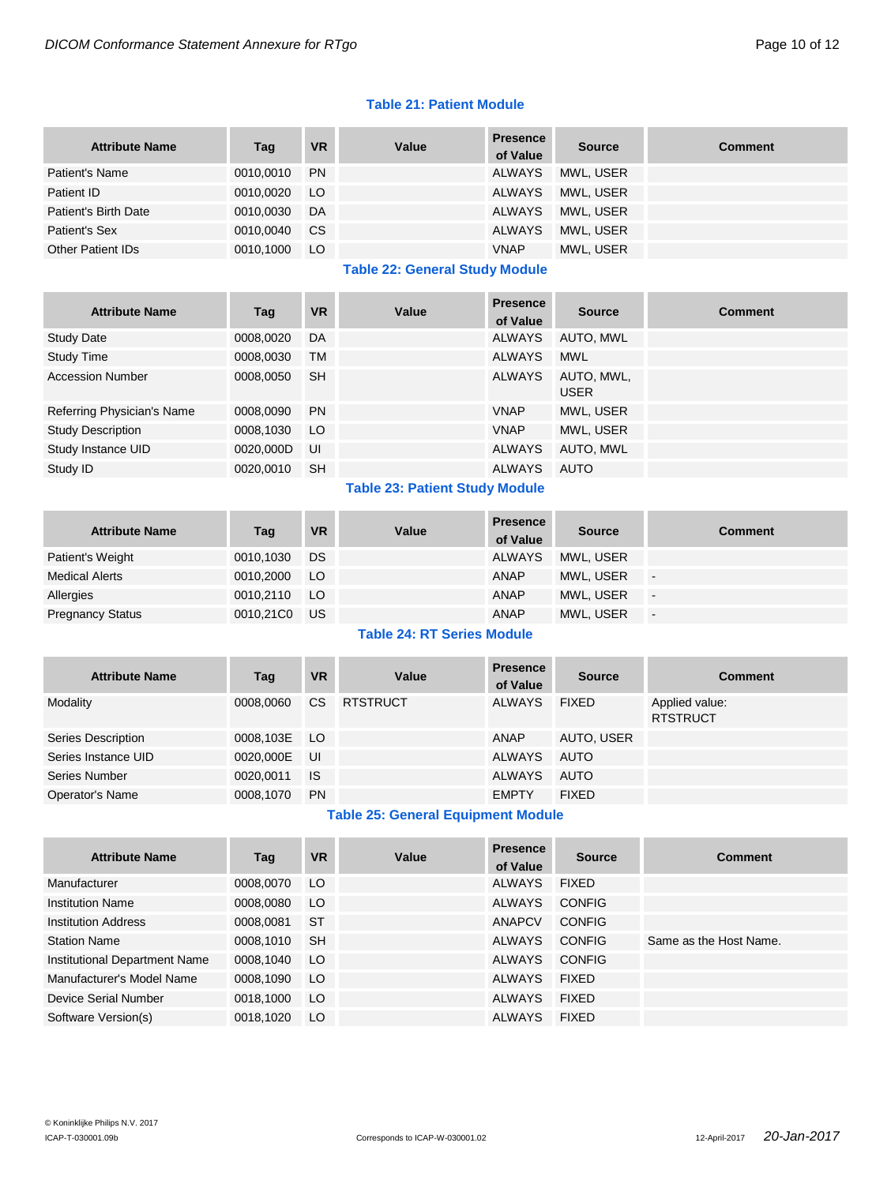**Table 21: Patient Module**

| Attribute Name | Tag | VR | Value | Presence of Value | Source | Comment |
|---|---|---|---|---|---|---|
| Patient's Name | 0010,0010 | PN | | ALWAYS | MWL, USER | |
| Patient ID | 0010,0020 | LO | | ALWAYS | MWL, USER | |
| Patient's Birth Date | 0010,0030 | DA | | ALWAYS | MWL, USER | |
| Patient's Sex | 0010,0040 | CS | | ALWAYS | MWL, USER | |
| Other Patient IDs | 0010,1000 | LO | | VNAP | MWL, USER | |

**Table 22: General Study Module**

| Attribute Name | Tag | VR | Value | Presence of Value | Source | Comment |
|---|---|---|---|---|---|---|
| Study Date | 0008,0020 | DA | | ALWAYS | AUTO, MWL | |
| Study Time | 0008,0030 | TM | | ALWAYS | MWL | |
| Accession Number | 0008,0050 | SH | | ALWAYS | AUTO, MWL, USER | |
| Referring Physician's Name | 0008,0090 | PN | | VNAP | MWL, USER | |
| Study Description | 0008,1030 | LO | | VNAP | MWL, USER | |
| Study Instance UID | 0020,000D | UI | | ALWAYS | AUTO, MWL | |
| Study ID | 0020,0010 | SH | | ALWAYS | AUTO | |

**Table 23: Patient Study Module**

| Attribute Name | Tag | VR | Value | Presence of Value | Source | Comment |
|---|---|---|---|---|---|---|
| Patient's Weight | 0010,1030 | DS | | ALWAYS | MWL, USER | |
| Medical Alerts | 0010,2000 | LO | | ANAP | MWL, USER | - |
| Allergies | 0010,2110 | LO | | ANAP | MWL, USER | - |
| Pregnancy Status | 0010,21C0 | US | | ANAP | MWL, USER | - |

**Table 24: RT Series Module**

| Attribute Name | Tag | VR | Value | Presence of Value | Source | Comment |
|---|---|---|---|---|---|---|
| Modality | 0008,0060 | CS | RTSTRUCT | ALWAYS | FIXED | Applied value: RTSTRUCT |
| Series Description | 0008,103E | LO | | ANAP | AUTO, USER | |
| Series Instance UID | 0020,000E | UI | | ALWAYS | AUTO | |
| Series Number | 0020,0011 | IS | | ALWAYS | AUTO | |
| Operator's Name | 0008,1070 | PN | | EMPTY | FIXED | |

**Table 25: General Equipment Module**

| Attribute Name | Tag | VR | Value | Presence of Value | Source | Comment |
|---|---|---|---|---|---|---|
| Manufacturer | 0008,0070 | LO | | ALWAYS | FIXED | |
| Institution Name | 0008,0080 | LO | | ALWAYS | CONFIG | |
| Institution Address | 0008,0081 | ST | | ANAPCV | CONFIG | |
| Station Name | 0008,1010 | SH | | ALWAYS | CONFIG | Same as the Host Name. |
| Institutional Department Name | 0008,1040 | LO | | ALWAYS | CONFIG | |
| Manufacturer's Model Name | 0008,1090 | LO | | ALWAYS | FIXED | |
| Device Serial Number | 0018,1000 | LO | | ALWAYS | FIXED | |
| Software Version(s) | 0018,1020 | LO | | ALWAYS | FIXED | |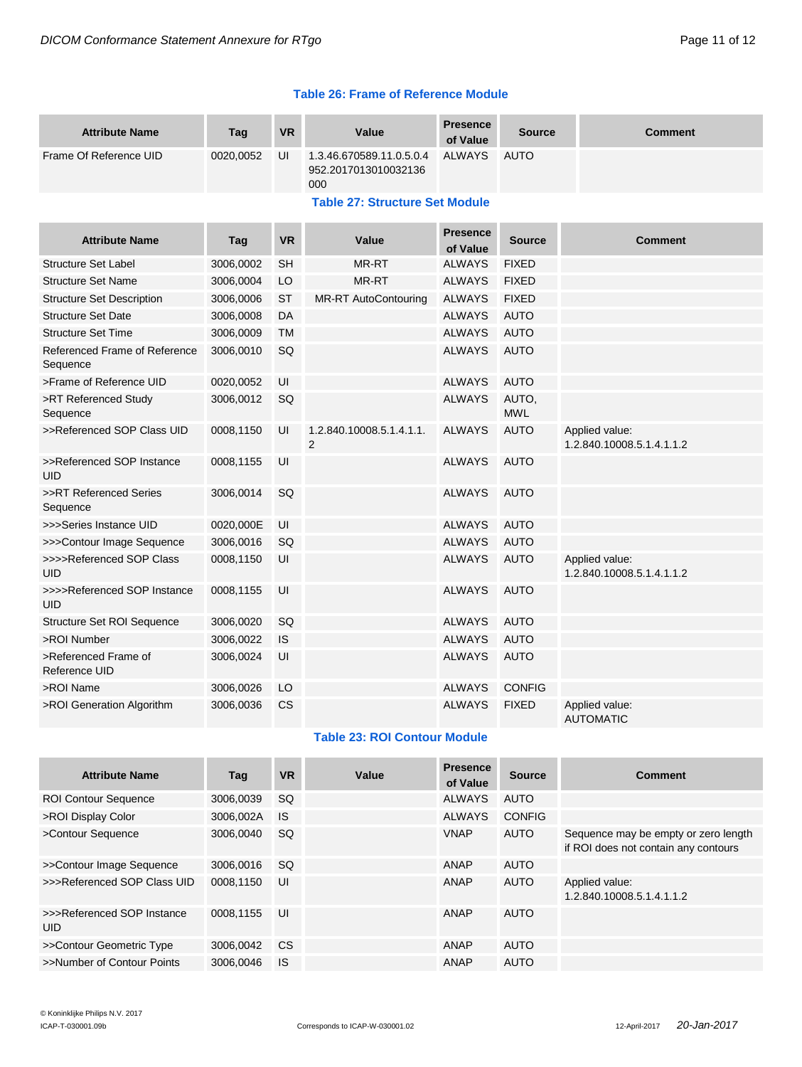**Table 26: Frame of Reference Module**

| Attribute Name | Tag | VR | Value | Presence of Value | Source | Comment |
|---|---|---|---|---|---|---|
| Frame Of Reference UID | 0020,0052 | UI | 1.3.46.670589.11.0.5.0.4952.2017013010032136000 | ALWAYS | AUTO | |

**Table 27: Structure Set Module**

| Attribute Name | Tag | VR | Value | Presence of Value | Source | Comment |
|---|---|---|---|---|---|---|
| Structure Set Label | 3006,0002 | SH | MR-RT | ALWAYS | FIXED | |
| Structure Set Name | 3006,0004 | LO | MR-RT | ALWAYS | FIXED | |
| Structure Set Description | 3006,0006 | ST | MR-RT AutoContouring | ALWAYS | FIXED | |
| Structure Set Date | 3006,0008 | DA | | ALWAYS | AUTO | |
| Structure Set Time | 3006,0009 | TM | | ALWAYS | AUTO | |
| Referenced Frame of Reference Sequence | 3006,0010 | SQ | | ALWAYS | AUTO | |
| >Frame of Reference UID | 0020,0052 | UI | | ALWAYS | AUTO | |
| >RT Referenced Study Sequence | 3006,0012 | SQ | | ALWAYS | AUTO, MWL | |
| >>Referenced SOP Class UID | 0008,1150 | UI | 1.2.840.10008.5.1.4.1.1.2 | ALWAYS | AUTO | Applied value: 1.2.840.10008.5.1.4.1.1.2 |
| >>Referenced SOP Instance UID | 0008,1155 | UI | | ALWAYS | AUTO | |
| >>RT Referenced Series Sequence | 3006,0014 | SQ | | ALWAYS | AUTO | |
| >>>Series Instance UID | 0020,000E | UI | | ALWAYS | AUTO | |
| >>>Contour Image Sequence | 3006,0016 | SQ | | ALWAYS | AUTO | |
| >>>>Referenced SOP Class UID | 0008,1150 | UI | | ALWAYS | AUTO | Applied value: 1.2.840.10008.5.1.4.1.1.2 |
| >>>>Referenced SOP Instance UID | 0008,1155 | UI | | ALWAYS | AUTO | |
| Structure Set ROI Sequence | 3006,0020 | SQ | | ALWAYS | AUTO | |
| >ROI Number | 3006,0022 | IS | | ALWAYS | AUTO | |
| >Referenced Frame of Reference UID | 3006,0024 | UI | | ALWAYS | AUTO | |
| >ROI Name | 3006,0026 | LO | | ALWAYS | CONFIG | |
| >ROI Generation Algorithm | 3006,0036 | CS | | ALWAYS | FIXED | Applied value: AUTOMATIC |

**Table 23: ROI Contour Module**

| Attribute Name | Tag | VR | Value | Presence of Value | Source | Comment |
|---|---|---|---|---|---|---|
| ROI Contour Sequence | 3006,0039 | SQ | | ALWAYS | AUTO | |
| >ROI Display Color | 3006,002A | IS | | ALWAYS | CONFIG | |
| >Contour Sequence | 3006,0040 | SQ | | VNAP | AUTO | Sequence may be empty or zero length if ROI does not contain any contours |
| >>Contour Image Sequence | 3006,0016 | SQ | | ANAP | AUTO | |
| >>>Referenced SOP Class UID | 0008,1150 | UI | | ANAP | AUTO | Applied value: 1.2.840.10008.5.1.4.1.1.2 |
| >>>Referenced SOP Instance UID | 0008,1155 | UI | | ANAP | AUTO | |
| >>Contour Geometric Type | 3006,0042 | CS | | ANAP | AUTO | |
| >>Number of Contour Points | 3006,0046 | IS | | ANAP | AUTO | |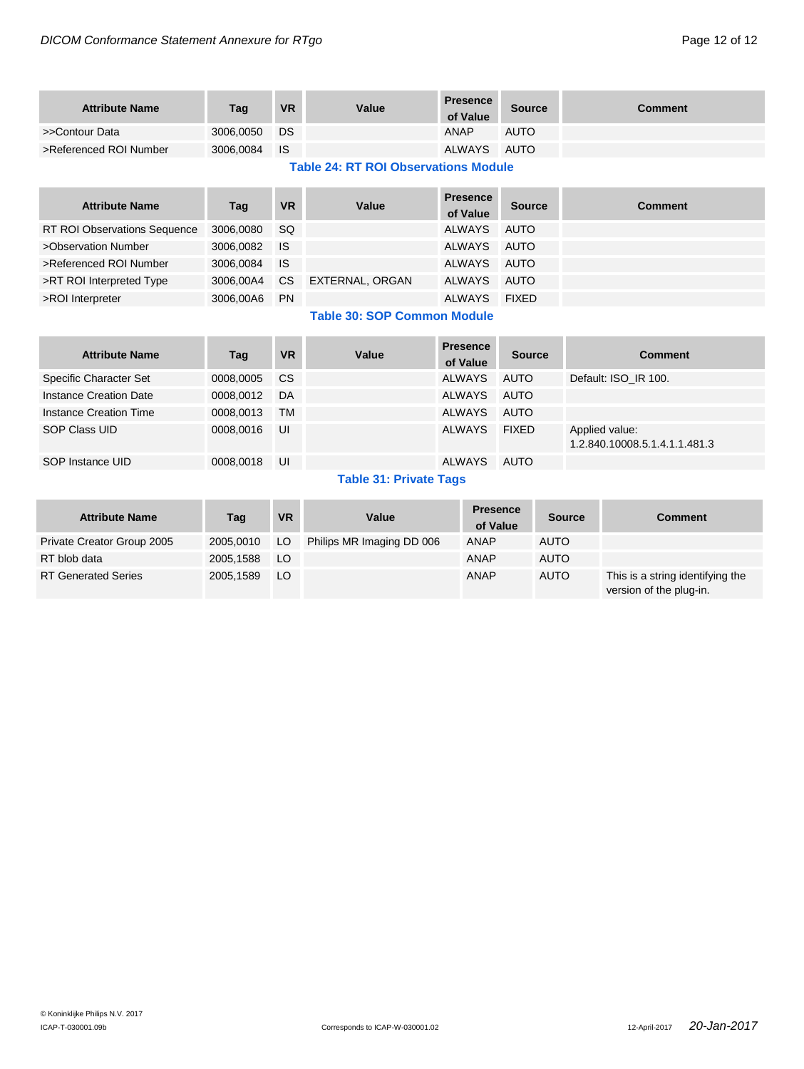| Attribute Name | Tag | VR | Value | Presence of Value | Source | Comment |
|---|---|---|---|---|---|---|
| >>Contour Data | 3006,0050 | DS | | ANAP | AUTO | |
| >Referenced ROI Number | 3006,0084 | IS | | ALWAYS | AUTO | |

**Table 24: RT ROI Observations Module**

| Attribute Name | Tag | VR | Value | Presence of Value | Source | Comment |
|---|---|---|---|---|---|---|
| RT ROI Observations Sequence | 3006,0080 | SQ | | ALWAYS | AUTO | |
| >Observation Number | 3006,0082 | IS | | ALWAYS | AUTO | |
| >Referenced ROI Number | 3006,0084 | IS | | ALWAYS | AUTO | |
| >RT ROI Interpreted Type | 3006,00A4 | CS | EXTERNAL, ORGAN | ALWAYS | AUTO | |
| >ROI Interpreter | 3006,00A6 | PN | | ALWAYS | FIXED | |

**Table 30: SOP Common Module**

| Attribute Name | Tag | VR | Value | Presence of Value | Source | Comment |
|---|---|---|---|---|---|---|
| Specific Character Set | 0008,0005 | CS | | ALWAYS | AUTO | Default: ISO_IR 100. |
| Instance Creation Date | 0008,0012 | DA | | ALWAYS | AUTO | |
| Instance Creation Time | 0008,0013 | TM | | ALWAYS | AUTO | |
| SOP Class UID | 0008,0016 | UI | | ALWAYS | FIXED | Applied value: 1.2.840.10008.5.1.4.1.1.481.3 |
| SOP Instance UID | 0008,0018 | UI | | ALWAYS | AUTO | |

**Table 31: Private Tags**

| Attribute Name | Tag | VR | Value | Presence of Value | Source | Comment |
|---|---|---|---|---|---|---|
| Private Creator Group 2005 | 2005,0010 | LO | Philips MR Imaging DD 006 | ANAP | AUTO | |
| RT blob data | 2005,1588 | LO | | ANAP | AUTO | |
| RT Generated Series | 2005,1589 | LO | | ANAP | AUTO | This is a string identifying the version of the plug-in. |